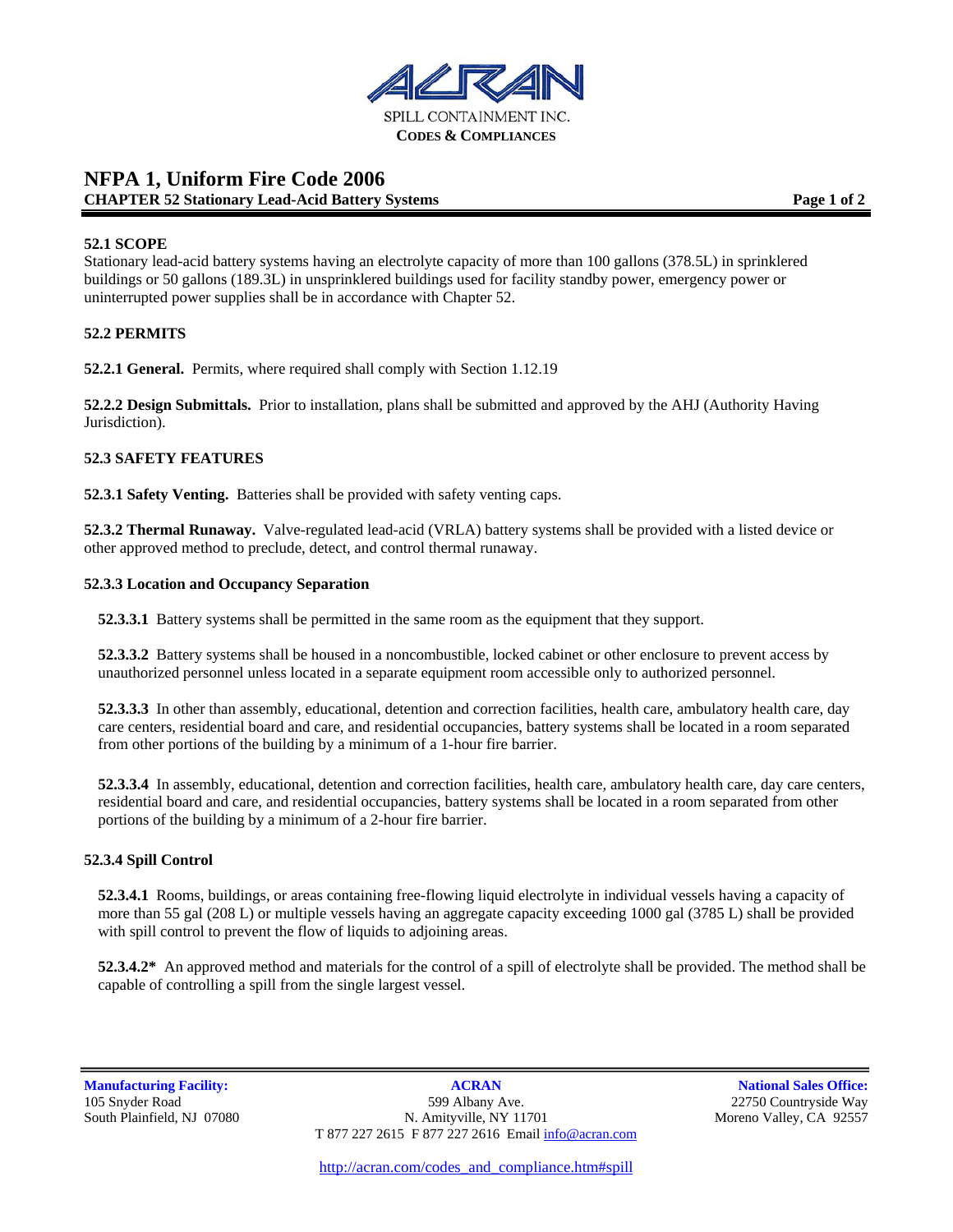ACRAN

SPILL CONTAINMENT INC.

**CODES & COMPLIANCES**

# NFPA 1, Uniform Fire Code 2006

## CHAPTER 52 Stationary Lead-Acid Battery Systems

### 52.1 SCOPE

Stationary lead-acid battery systems having an electrolyte capacity of more than 100 gallons (378.5L) in sprinklered buildings or 50 gallons (189.3L) in unsprinklered buildings used for facility standby power, emergency power or uninterrupted power supplies shall be in accordance with Chapter 52.

### 52.2 PERMITS

**52.2.1 General.** Permits, where required shall comply with Section 1.12.19

**52.2.2 Design Submittals.** Prior to installation, plans shall be submitted and approved by the AHJ (Authority Having Jurisdiction).

### 52.3 SAFETY FEATURES

**52.3.1 Safety Venting.** Batteries shall be provided with safety venting caps.

**52.3.2 Thermal Runaway.** Valve-regulated lead-acid (VRLA) battery systems shall be provided with a listed device or other approved method to preclude, detect, and control thermal runaway.

**52.3.3 Location and Occupancy Separation**

**52.3.3.1** Battery systems shall be permitted in the same room as the equipment that they support.

**52.3.3.2** Battery systems shall be housed in a noncombustible, locked cabinet or other enclosure to prevent access by unauthorized personnel unless located in a separate equipment room accessible only to authorized personnel.

**52.3.3.3** In other than assembly, educational, detention and correction facilities, health care, ambulatory health care, day care centers, residential board and care, and residential occupancies, battery systems shall be located in a room separated from other portions of the building by a minimum of a 1-hour fire barrier.

**52.3.3.4** In assembly, educational, detention and correction facilities, health care, ambulatory health care, day care centers, residential board and care, and residential occupancies, battery systems shall be located in a room separated from other portions of the building by a minimum of a 2-hour fire barrier.

**52.3.4 Spill Control**

**52.3.4.1** Rooms, buildings, or areas containing free-flowing liquid electrolyte in individual vessels having a capacity of more than 55 gal (208 L) or multiple vessels having an aggregate capacity exceeding 1000 gal (3785 L) shall be provided with spill control to prevent the flow of liquids to adjoining areas.

**52.3.4.2*** An approved method and materials for the control of a spill of electrolyte shall be provided. The method shall be capable of controlling a spill from the single largest vessel.

**Manufacturing Facility:**
105 Snyder Road
South Plainfield, NJ 07080

**ACRAN**
599 Albany Ave.
N. Amityville, NY 11701
T 877 227 2615 F 877 227 2616 Email info@acran.com

**National Sales Office:**
22750 Countryside Way
Moreno Valley, CA 92557

http://acran.com/codes_and_compliance.htm#spill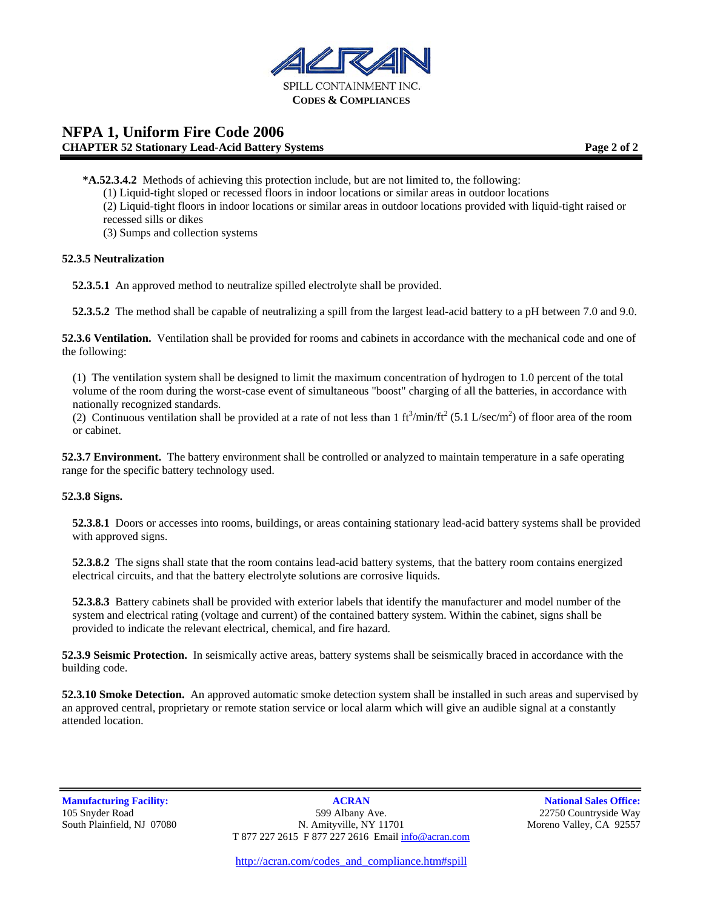**\*A.52.3.4.2** Methods of achieving this protection include, but are not limited to, the following:

(1) Liquid-tight sloped or recessed floors in indoor locations or similar areas in outdoor locations

(2) Liquid-tight floors in indoor locations or similar areas in outdoor locations provided with liquid-tight raised or recessed sills or dikes

(3) Sumps and collection systems

**52.3.5 Neutralization**

**52.3.5.1** An approved method to neutralize spilled electrolyte shall be provided.

**52.3.5.2** The method shall be capable of neutralizing a spill from the largest lead-acid battery to a pH between 7.0 and 9.0.

**52.3.6 Ventilation.** Ventilation shall be provided for rooms and cabinets in accordance with the mechanical code and one of the following:

(1) The ventilation system shall be designed to limit the maximum concentration of hydrogen to 1.0 percent of the total volume of the room during the worst-case event of simultaneous "boost" charging of all the batteries, in accordance with nationally recognized standards.

(2) Continuous ventilation shall be provided at a rate of not less than 1 $ft^3/min/ft^2$ (5.1 $L/sec/m^2$) of floor area of the room or cabinet.

**52.3.7 Environment.** The battery environment shall be controlled or analyzed to maintain temperature in a safe operating range for the specific battery technology used.

**52.3.8 Signs.**

**52.3.8.1** Doors or accesses into rooms, buildings, or areas containing stationary lead-acid battery systems shall be provided with approved signs.

**52.3.8.2** The signs shall state that the room contains lead-acid battery systems, that the battery room contains energized electrical circuits, and that the battery electrolyte solutions are corrosive liquids.

**52.3.8.3** Battery cabinets shall be provided with exterior labels that identify the manufacturer and model number of the system and electrical rating (voltage and current) of the contained battery system. Within the cabinet, signs shall be provided to indicate the relevant electrical, chemical, and fire hazard.

**52.3.9 Seismic Protection.** In seismically active areas, battery systems shall be seismically braced in accordance with the building code.

**52.3.10 Smoke Detection.** An approved automatic smoke detection system shall be installed in such areas and supervised by an approved central, proprietary or remote station service or local alarm which will give an audible signal at a constantly attended location.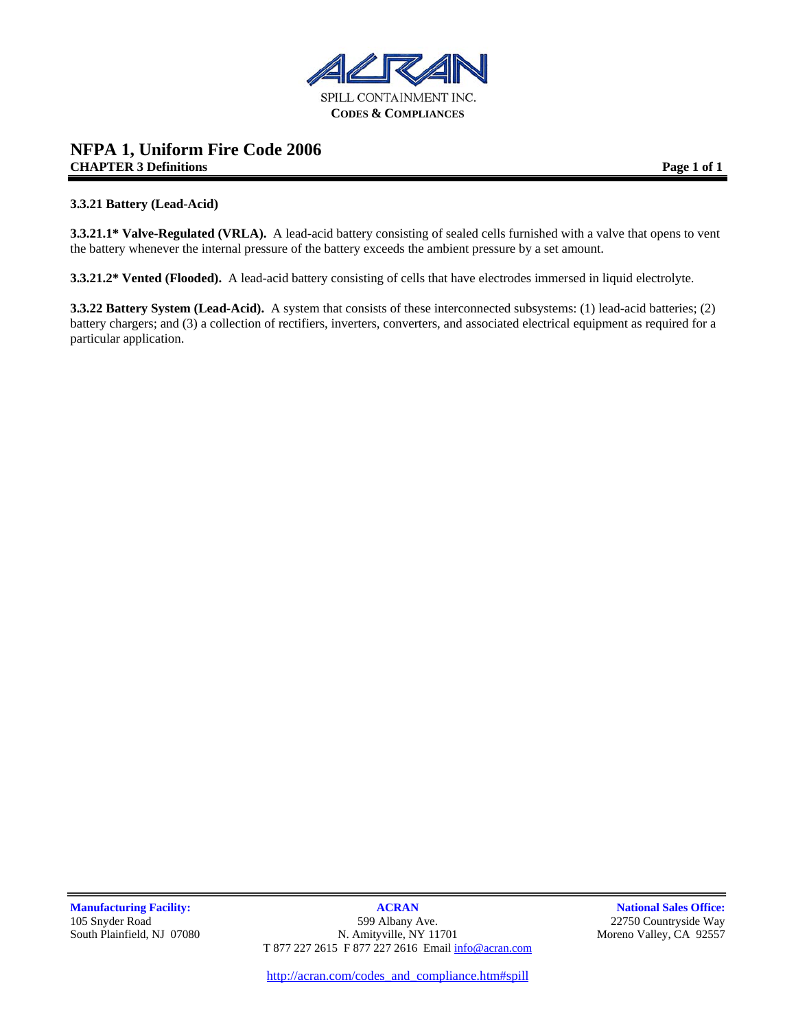SPILL CONTAINMENT INC.
**CODES & COMPLIANCES**

# NFPA 1, Uniform Fire Code 2006

## CHAPTER 3 Definitions

### 3.3.21 Battery (Lead-Acid)

**3.3.21.1* Valve-Regulated (VRLA).** A lead-acid battery consisting of sealed cells furnished with a valve that opens to vent the battery whenever the internal pressure of the battery exceeds the ambient pressure by a set amount.

**3.3.21.2* Vented (Flooded).** A lead-acid battery consisting of cells that have electrodes immersed in liquid electrolyte.

**3.3.22 Battery System (Lead-Acid).** A system that consists of these interconnected subsystems: (1) lead-acid batteries; (2) battery chargers; and (3) a collection of rectifiers, inverters, converters, and associated electrical equipment as required for a particular application.

**Manufacturing Facility:**
105 Snyder Road
South Plainfield, NJ 07080

**ACRAN**
599 Albany Ave.
N. Amityville, NY 11701
T 877 227 2615 F 877 227 2616 Email info@acran.com

**National Sales Office:**
22750 Countryside Way
Moreno Valley, CA 92557

http://acran.com/codes_and_compliance.htm#spill